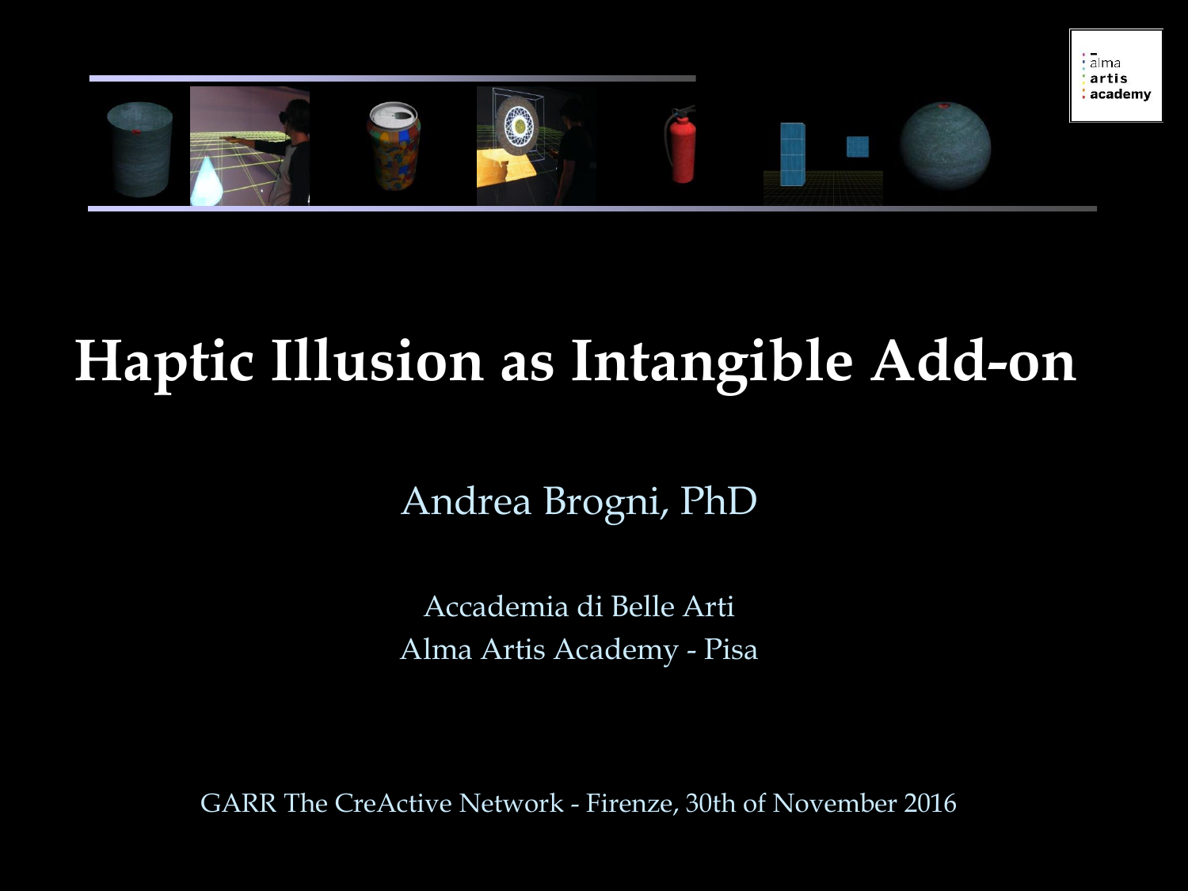# Haptic Illusion as Intangible Add-on

Andrea Brogni, PhD

Accademia di Belle Arti
Alma Artis Academy - Pisa

GARR The CreActive Network - Firenze, 30th of November 2016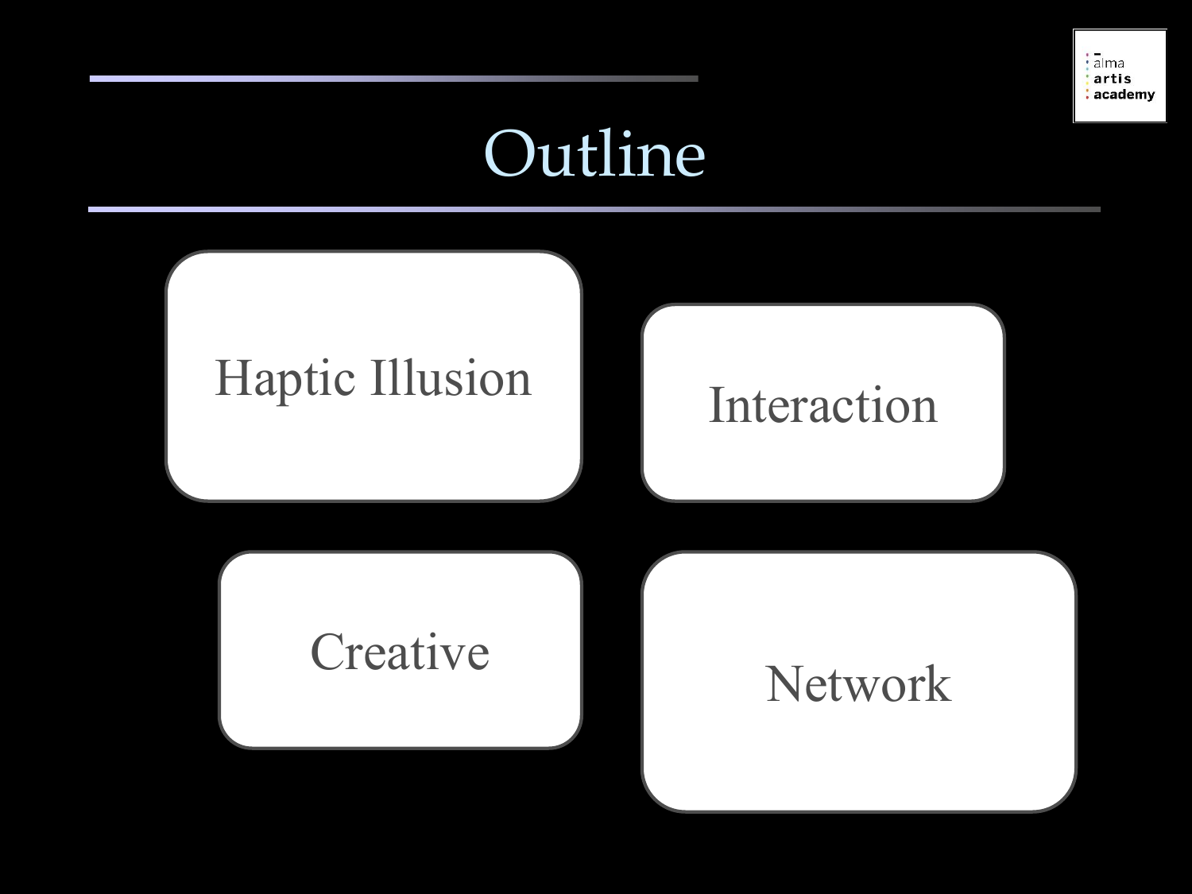# Outline

- Haptic Illusion
- Interaction
- Creative
- Network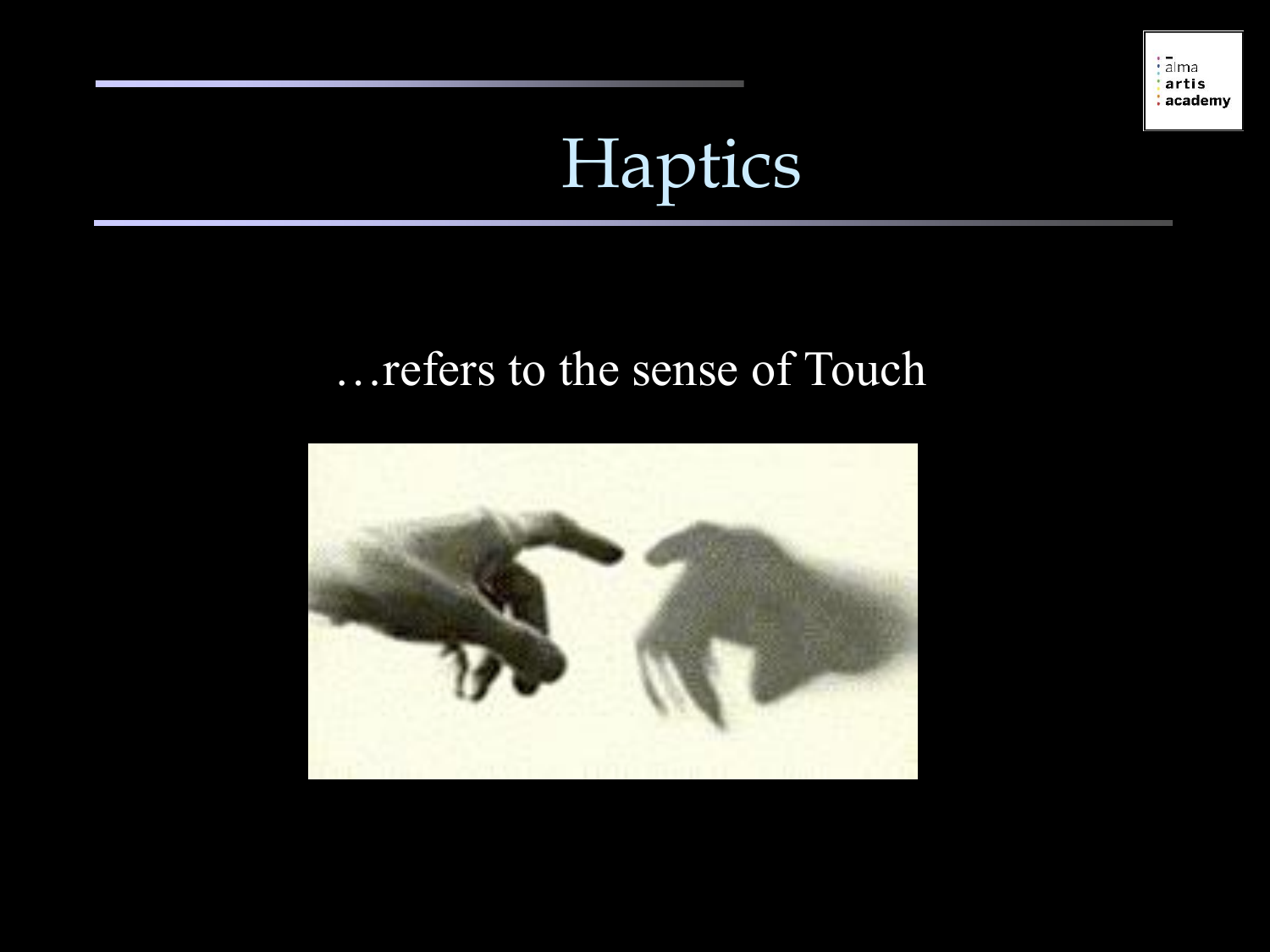# Haptics

…refers to the sense of Touch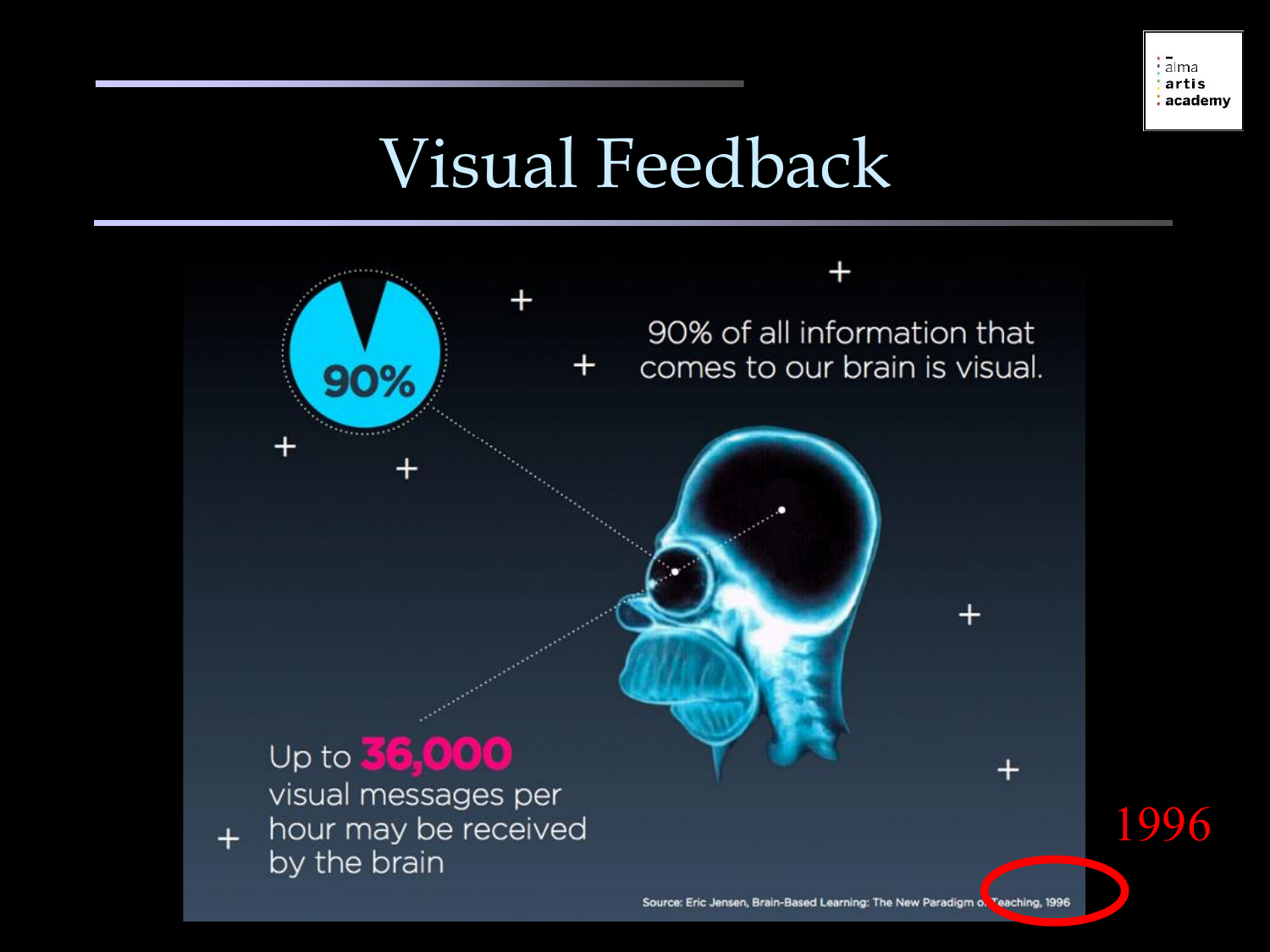# Visual Feedback

90%

90% of all information that comes to our brain is visual.

Up to **36,000** visual messages per hour may be received by the brain

Source: Eric Jensen, Brain-Based Learning: The New Paradigm of Teaching, 1996

1996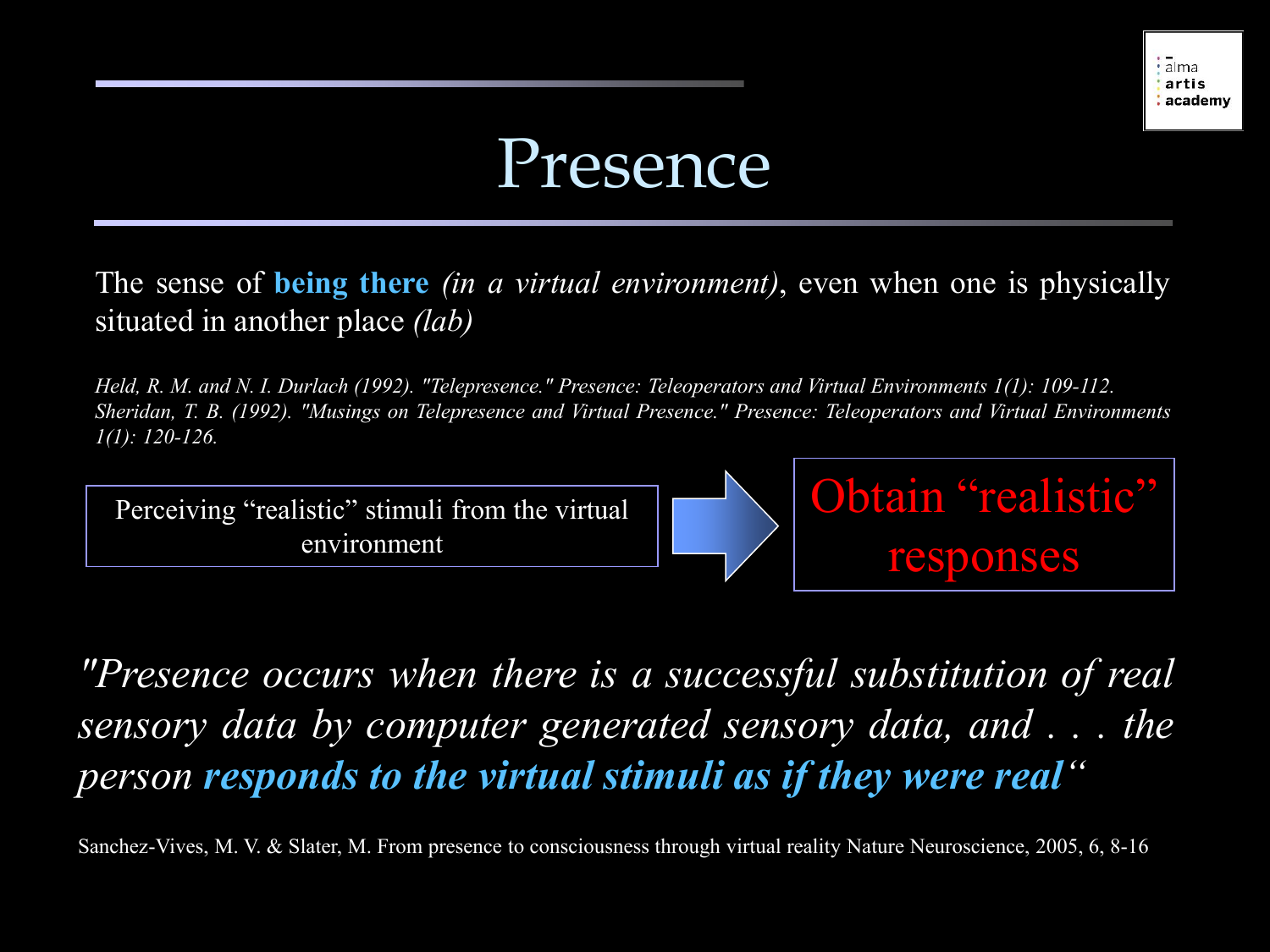# Presence

The sense of **being there** *(in a virtual environment)*, even when one is physically situated in another place *(lab)*

*Held, R. M. and N. I. Durlach (1992). "Telepresence." Presence: Teleoperators and Virtual Environments 1(1): 109-112.*
*Sheridan, T. B. (1992). "Musings on Telepresence and Virtual Presence." Presence: Teleoperators and Virtual Environments 1(1): 120-126.*

Perceiving “realistic” stimuli from the virtual environment → Obtain “realistic” responses

*"Presence occurs when there is a successful substitution of real sensory data by computer generated sensory data, and . . . the person **responds to the virtual stimuli as if they were real**“*

Sanchez-Vives, M. V. & Slater, M. From presence to consciousness through virtual reality Nature Neuroscience, 2005, 6, 8-16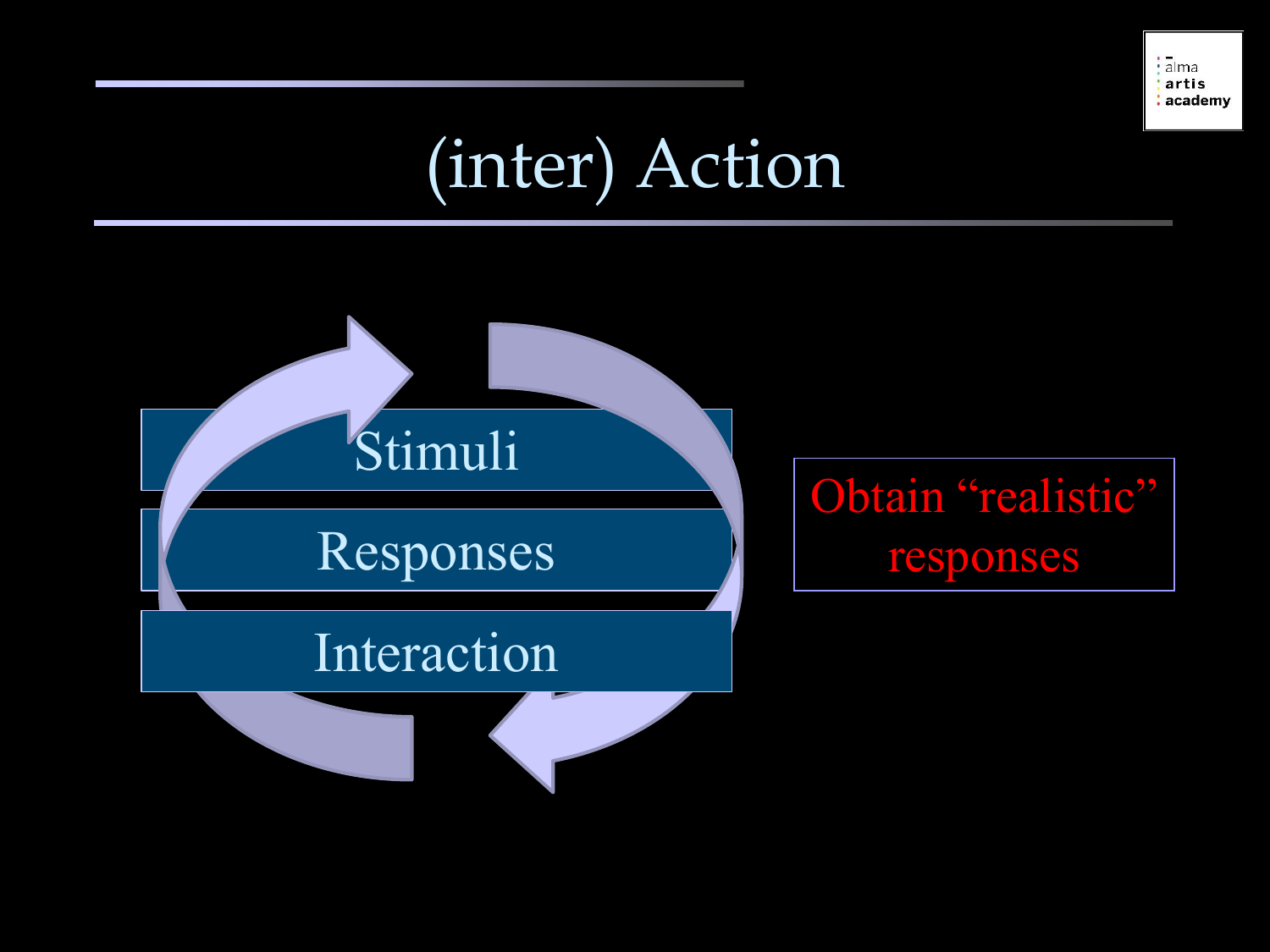# (inter) Action

- Stimuli
- Responses
- Interaction

Obtain “realistic” responses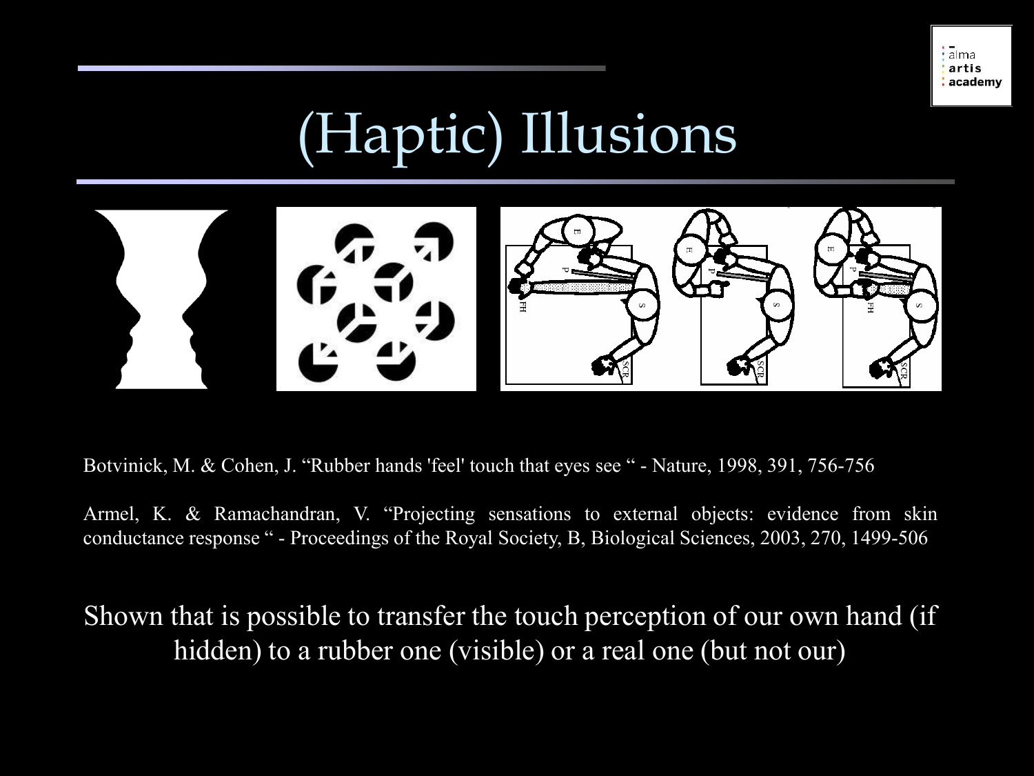# (Haptic) Illusions

Botvinick, M. & Cohen, J. "Rubber hands 'feel' touch that eyes see " - Nature, 1998, 391, 756-756

Armel, K. & Ramachandran, V. "Projecting sensations to external objects: evidence from skin conductance response " - Proceedings of the Royal Society, B, Biological Sciences, 2003, 270, 1499-506

Shown that is possible to transfer the touch perception of our own hand (if hidden) to a rubber one (visible) or a real one (but not our)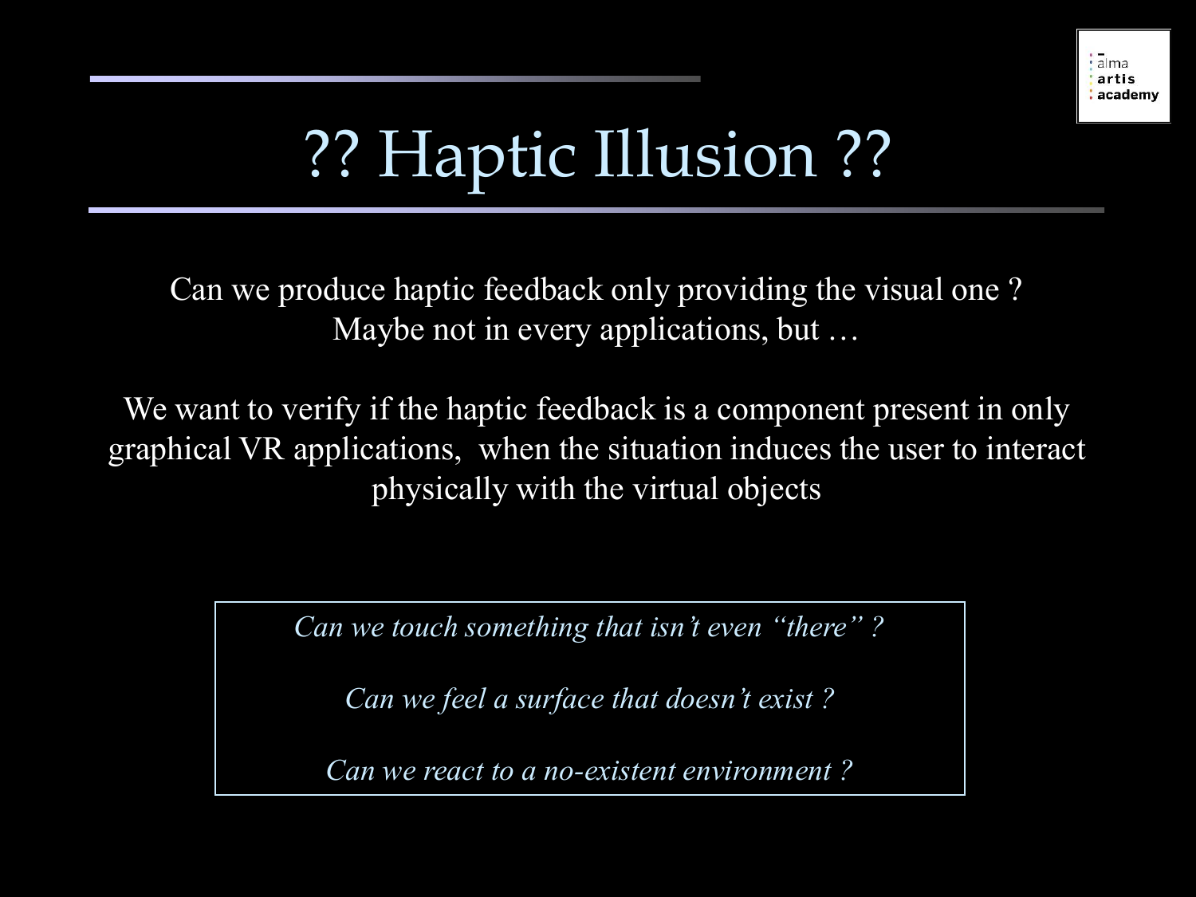# ?? Haptic Illusion ??

Can we produce haptic feedback only providing the visual one ?
Maybe not in every applications, but …

We want to verify if the haptic feedback is a component present in only graphical VR applications, when the situation induces the user to interact physically with the virtual objects

*Can we touch something that isn't even "there" ?*

*Can we feel a surface that doesn't exist ?*

*Can we react to a no-existent environment ?*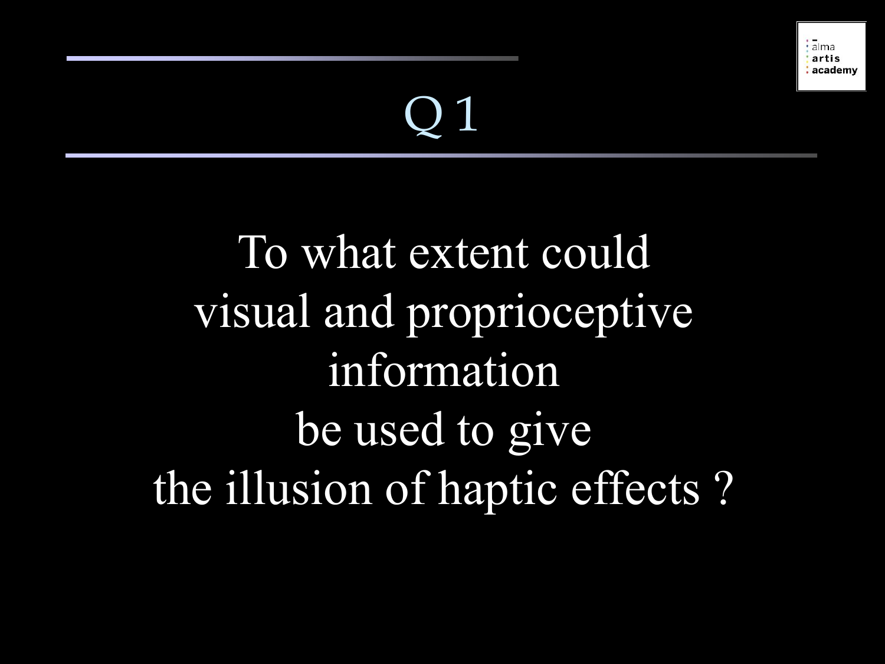# Q 1

To what extent could visual and proprioceptive information be used to give the illusion of haptic effects ?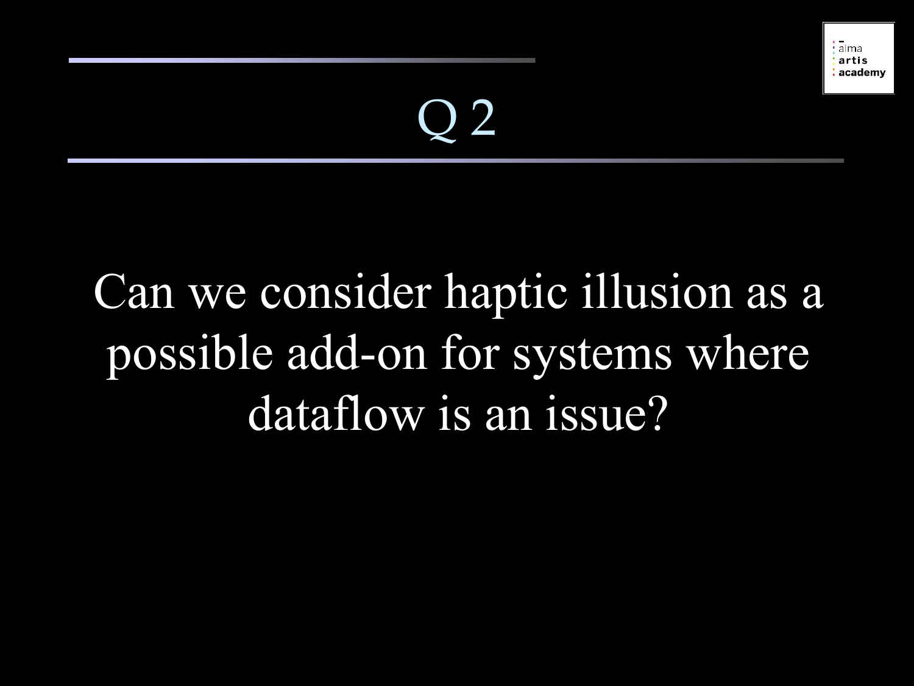# Q 2

Can we consider haptic illusion as a possible add-on for systems where dataflow is an issue?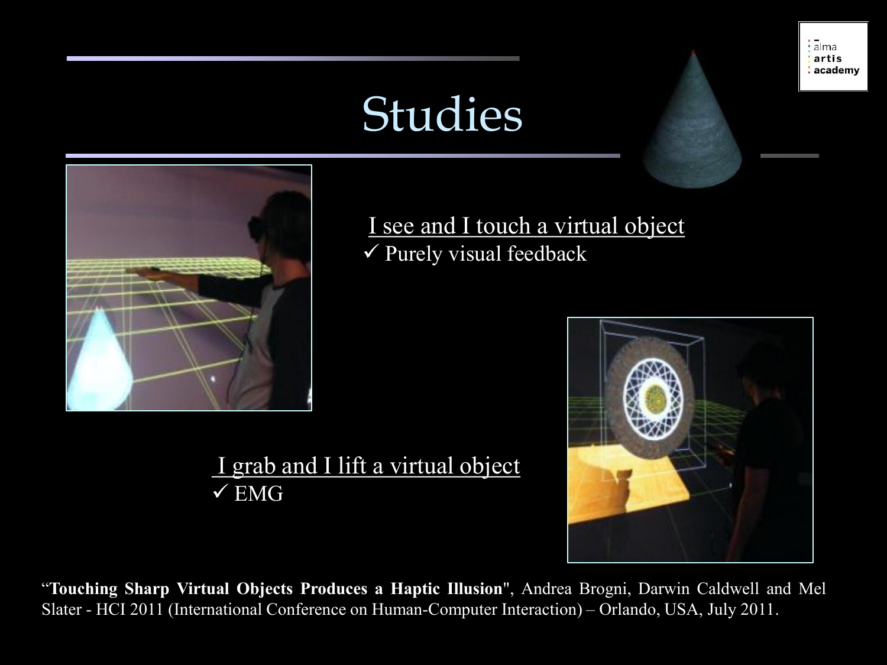# Studies

I see and I touch a virtual object

- ✓ Purely visual feedback

I grab and I lift a virtual object

- ✓ EMG

“**Touching Sharp Virtual Objects Produces a Haptic Illusion**", Andrea Brogni, Darwin Caldwell and Mel Slater - HCI 2011 (International Conference on Human-Computer Interaction) – Orlando, USA, July 2011.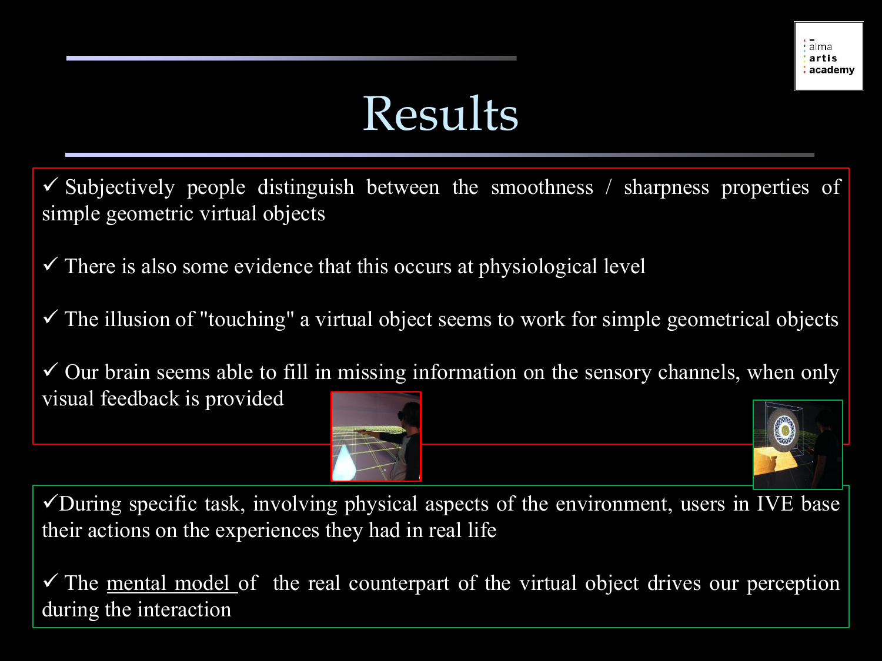# Results

- ✓ Subjectively people distinguish between the smoothness / sharpness properties of simple geometric virtual objects
- ✓ There is also some evidence that this occurs at physiological level
- ✓ The illusion of "touching" a virtual object seems to work for simple geometrical objects
- ✓ Our brain seems able to fill in missing information on the sensory channels, when only visual feedback is provided

---

- ✓ During specific task, involving physical aspects of the environment, users in IVE base their actions on the experiences they had in real life
- ✓ The mental model of the real counterpart of the virtual object drives our perception during the interaction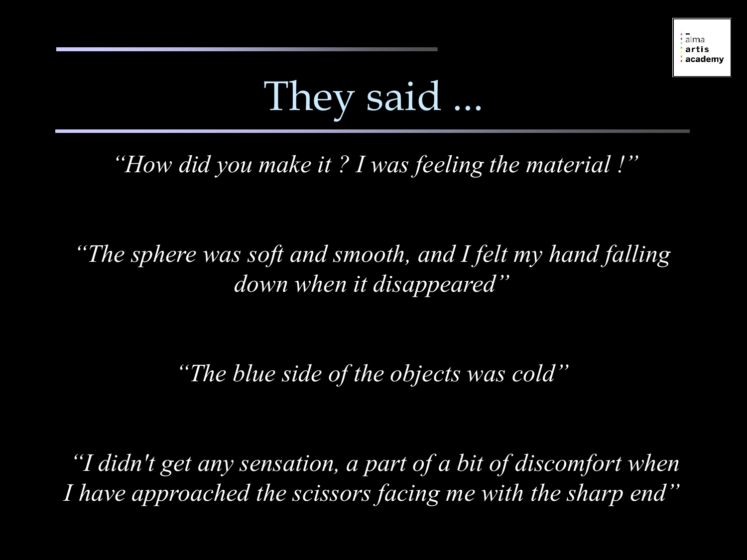# They said ...

*“How did you make it ? I was feeling the material !”*

*“The sphere was soft and smooth, and I felt my hand falling down when it disappeared”*

*“The blue side of the objects was cold”*

*“I didn't get any sensation, a part of a bit of discomfort when I have approached the scissors facing me with the sharp end”*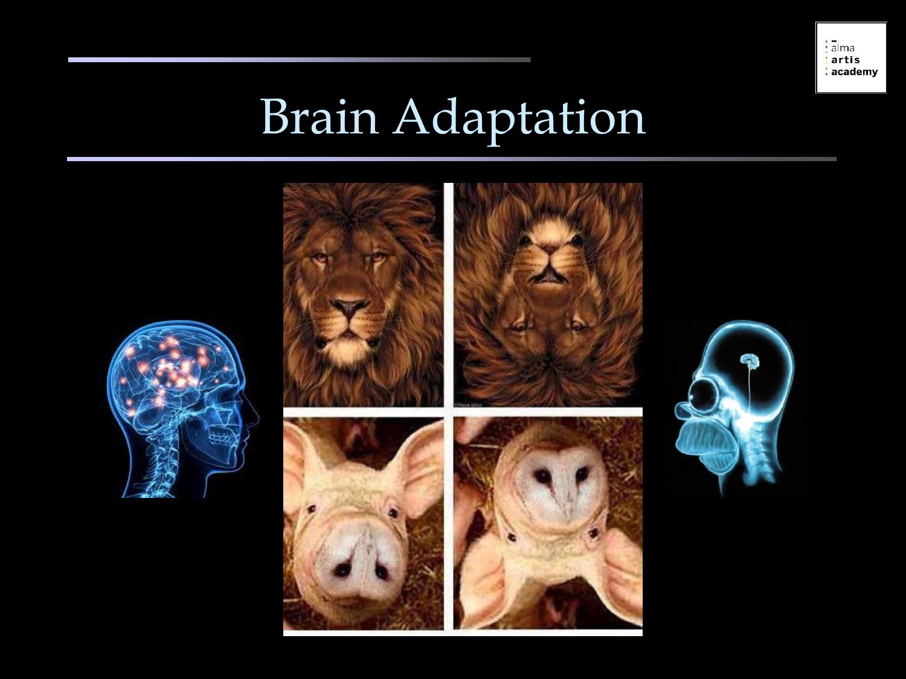# Brain Adaptation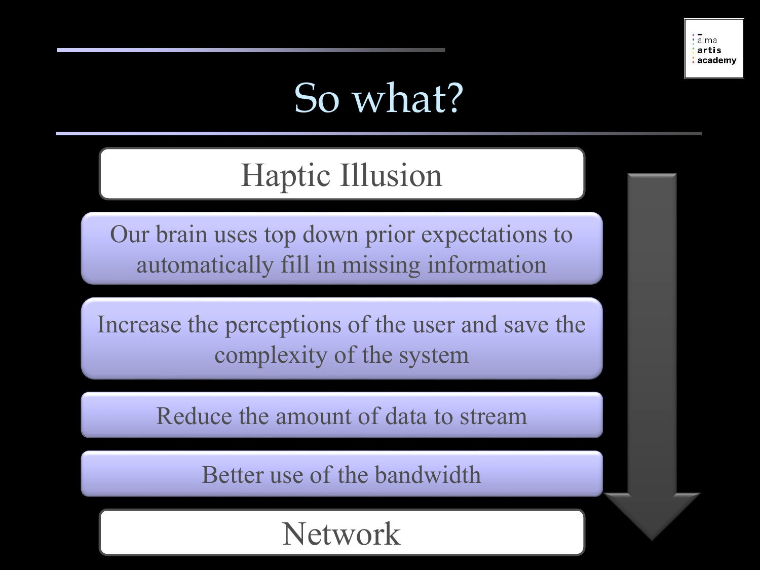# So what?

**Haptic Illusion**

- Our brain uses top down prior expectations to automatically fill in missing information
- Increase the perceptions of the user and save the complexity of the system
- Reduce the amount of data to stream
- Better use of the bandwidth

**Network**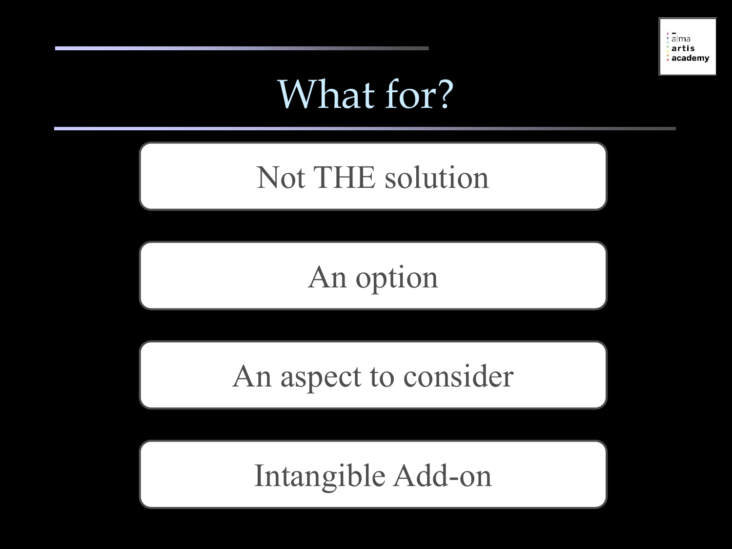# What for?

- Not THE solution
- An option
- An aspect to consider
- Intangible Add-on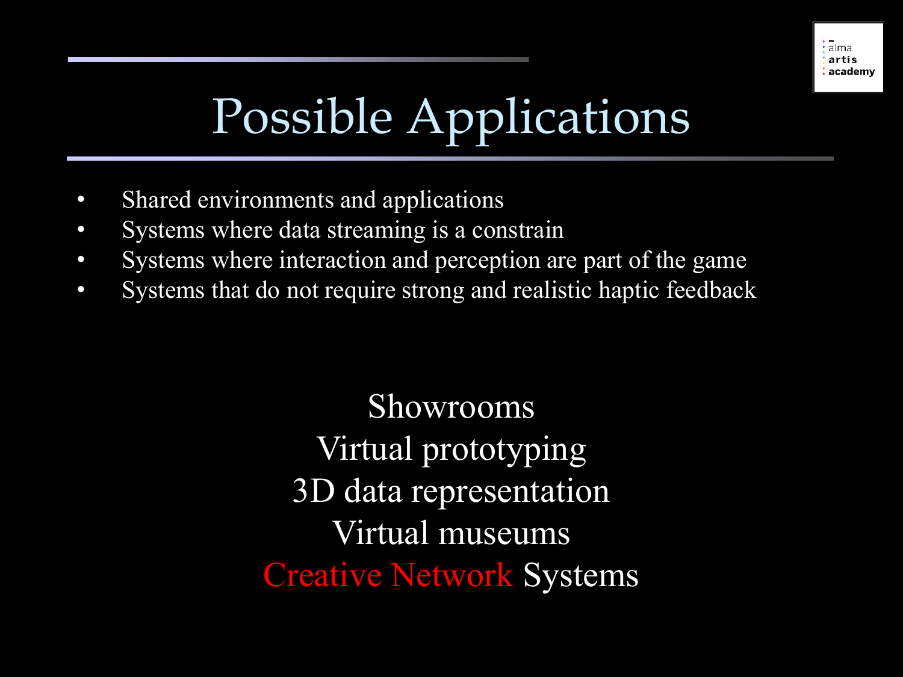# Possible Applications

- Shared environments and applications
- Systems where data streaming is a constrain
- Systems where interaction and perception are part of the game
- Systems that do not require strong and realistic haptic feedback

Showrooms

Virtual prototyping

3D data representation

Virtual museums

Creative Network Systems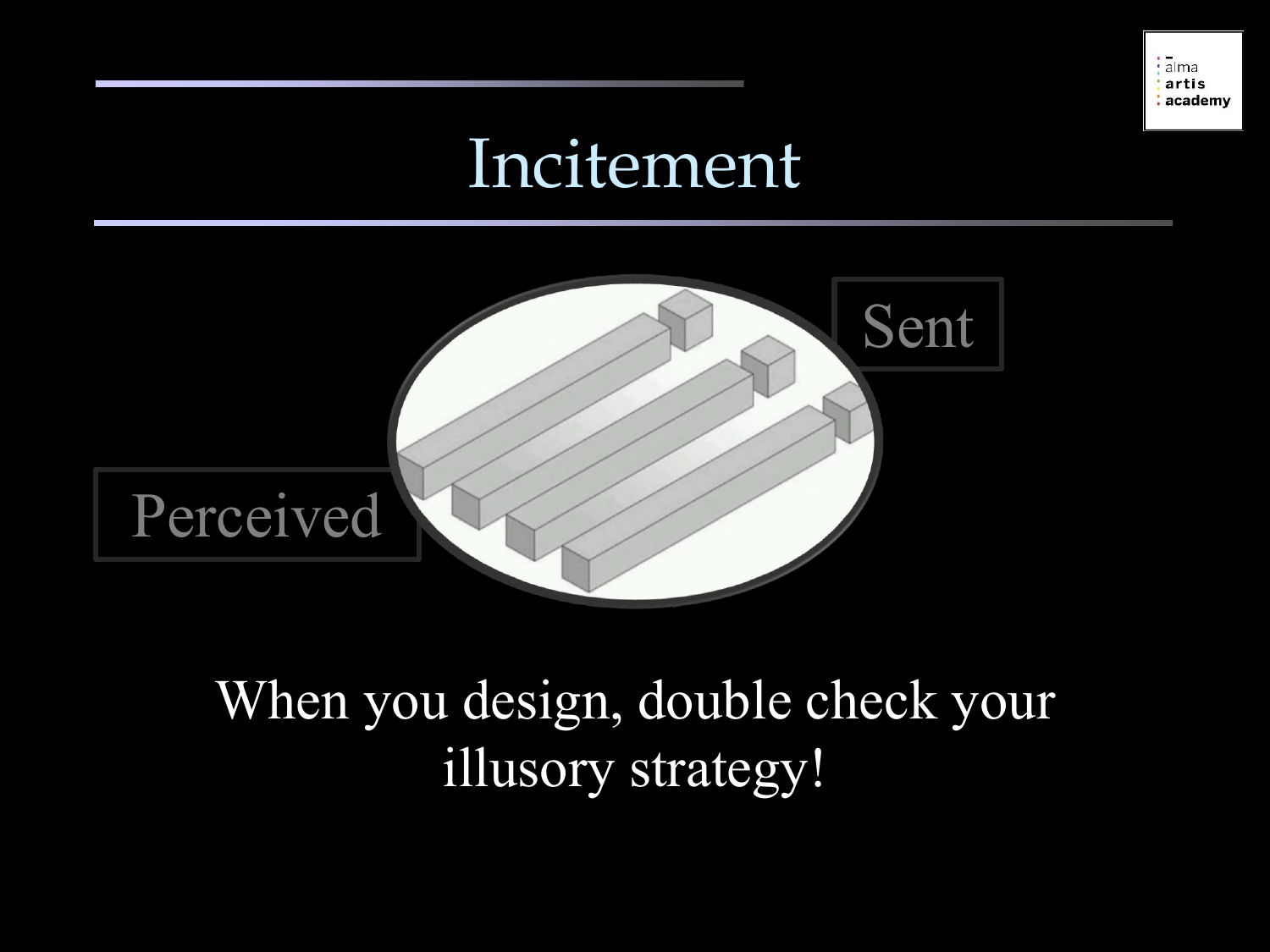# Incitement

Sent

Perceived

When you design, double check your illusory strategy!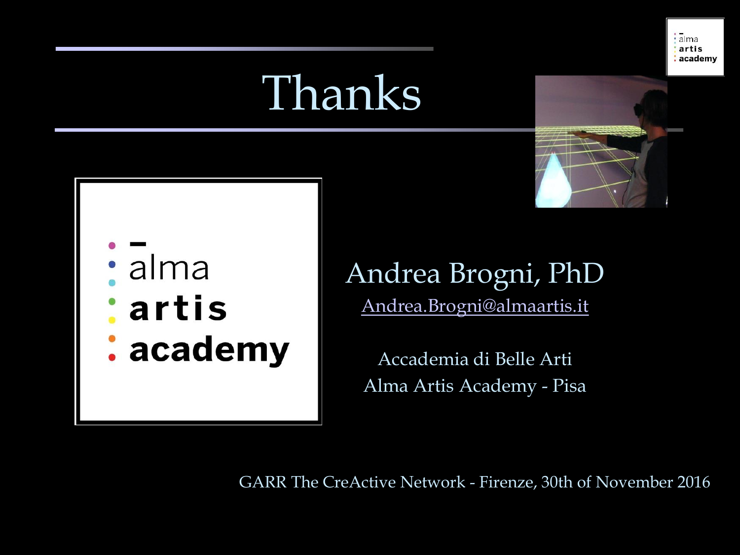# Thanks

Andrea Brogni, PhD

Andrea.Brogni@almaartis.it

Accademia di Belle Arti

Alma Artis Academy - Pisa

GARR The CreActive Network - Firenze, 30th of November 2016